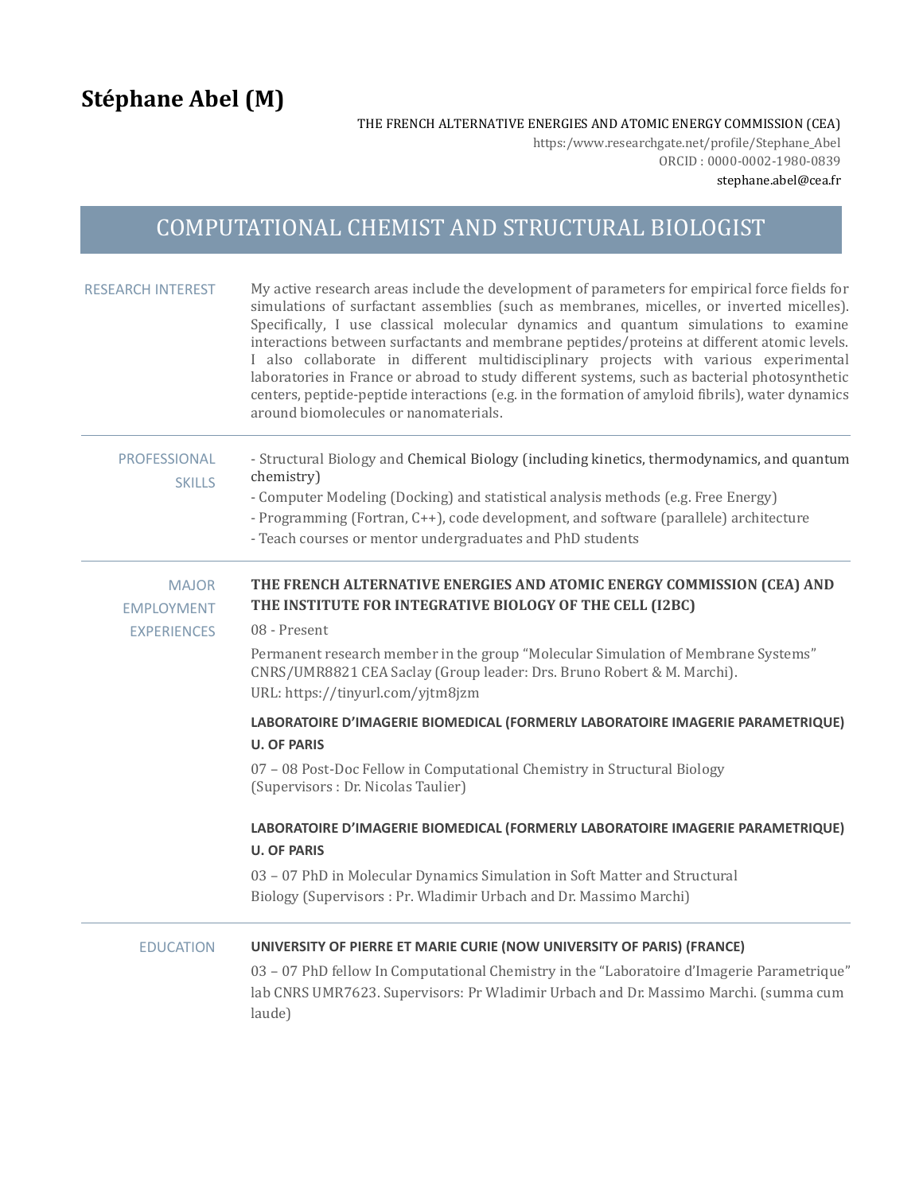# Stéphane Abel (M)

THE FRENCH ALTERNATIVE ENERGIES AND ATOMIC ENERGY COMMISSION (CEA)
https:/www.researchgate.net/profile/Stephane_Abel
ORCID : 0000-0002-1980-0839
stephane.abel@cea.fr

## COMPUTATIONAL CHEMIST AND STRUCTURAL BIOLOGIST

### RESEARCH INTEREST

My active research areas include the development of parameters for empirical force fields for simulations of surfactant assemblies (such as membranes, micelles, or inverted micelles). Specifically, I use classical molecular dynamics and quantum simulations to examine interactions between surfactants and membrane peptides/proteins at different atomic levels. I also collaborate in different multidisciplinary projects with various experimental laboratories in France or abroad to study different systems, such as bacterial photosynthetic centers, peptide-peptide interactions (e.g. in the formation of amyloid fibrils), water dynamics around biomolecules or nanomaterials.

### PROFESSIONAL SKILLS

- Structural Biology and Chemical Biology (including kinetics, thermodynamics, and quantum chemistry)
- Computer Modeling (Docking) and statistical analysis methods (e.g. Free Energy)
- Programming (Fortran, C++), code development, and software (parallele) architecture
- Teach courses or mentor undergraduates and PhD students

### MAJOR EMPLOYMENT EXPERIENCES

**THE FRENCH ALTERNATIVE ENERGIES AND ATOMIC ENERGY COMMISSION (CEA) AND THE INSTITUTE FOR INTEGRATIVE BIOLOGY OF THE CELL (I2BC)**

08 - Present

Permanent research member in the group "Molecular Simulation of Membrane Systems" CNRS/UMR8821 CEA Saclay (Group leader: Drs. Bruno Robert & M. Marchi).
URL: https://tinyurl.com/yjtm8jzm

**LABORATOIRE D'IMAGERIE BIOMEDICAL (FORMERLY LABORATOIRE IMAGERIE PARAMETRIQUE) U. OF PARIS**

07 – 08 Post-Doc Fellow in Computational Chemistry in Structural Biology
(Supervisors : Dr. Nicolas Taulier)

**LABORATOIRE D'IMAGERIE BIOMEDICAL (FORMERLY LABORATOIRE IMAGERIE PARAMETRIQUE) U. OF PARIS**

03 – 07 PhD in Molecular Dynamics Simulation in Soft Matter and Structural Biology (Supervisors : Pr. Wladimir Urbach and Dr. Massimo Marchi)

### EDUCATION

**UNIVERSITY OF PIERRE ET MARIE CURIE (NOW UNIVERSITY OF PARIS) (FRANCE)**

03 – 07 PhD fellow In Computational Chemistry in the "Laboratoire d'Imagerie Parametrique" lab CNRS UMR7623. Supervisors: Pr Wladimir Urbach and Dr. Massimo Marchi. (summa cum laude)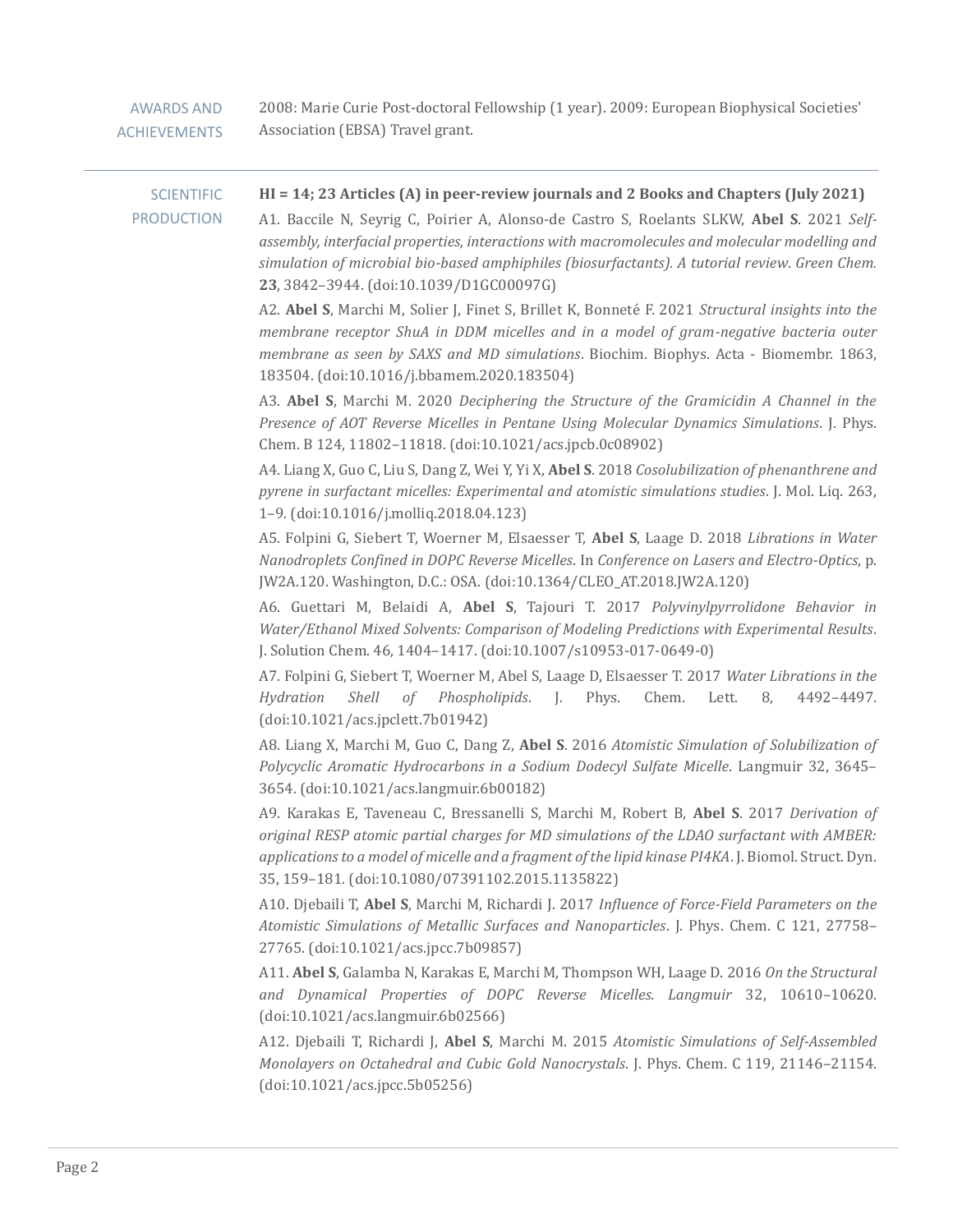## AWARDS AND ACHIEVEMENTS

2008: Marie Curie Post-doctoral Fellowship (1 year). 2009: European Biophysical Societies' Association (EBSA) Travel grant.

---

## SCIENTIFIC PRODUCTION

**HI = 14; 23 Articles (A) in peer-review journals and 2 Books and Chapters (July 2021)**

A1. Baccile N, Seyrig C, Poirier A, Alonso-de Castro S, Roelants SLKW, **Abel S**. 2021 *Self-assembly, interfacial properties, interactions with macromolecules and molecular modelling and simulation of microbial bio-based amphiphiles (biosurfactants). A tutorial review. Green Chem.* **23**, 3842–3944. (doi:10.1039/D1GC00097G)

A2. **Abel S**, Marchi M, Solier J, Finet S, Brillet K, Bonneté F. 2021 *Structural insights into the membrane receptor ShuA in DDM micelles and in a model of gram-negative bacteria outer membrane as seen by SAXS and MD simulations*. Biochim. Biophys. Acta - Biomembr. 1863, 183504. (doi:10.1016/j.bbamem.2020.183504)

A3. **Abel S**, Marchi M. 2020 *Deciphering the Structure of the Gramicidin A Channel in the Presence of AOT Reverse Micelles in Pentane Using Molecular Dynamics Simulations*. J. Phys. Chem. B 124, 11802–11818. (doi:10.1021/acs.jpcb.0c08902)

A4. Liang X, Guo C, Liu S, Dang Z, Wei Y, Yi X, **Abel S**. 2018 *Cosolubilization of phenanthrene and pyrene in surfactant micelles: Experimental and atomistic simulations studies*. J. Mol. Liq. 263, 1–9. (doi:10.1016/j.molliq.2018.04.123)

A5. Folpini G, Siebert T, Woerner M, Elsaesser T, **Abel S**, Laage D. 2018 *Librations in Water Nanodroplets Confined in DOPC Reverse Micelles*. In *Conference on Lasers and Electro-Optics*, p. JW2A.120. Washington, D.C.: OSA. (doi:10.1364/CLEO_AT.2018.JW2A.120)

A6. Guettari M, Belaidi A, **Abel S**, Tajouri T. 2017 *Polyvinylpyrrolidone Behavior in Water/Ethanol Mixed Solvents: Comparison of Modeling Predictions with Experimental Results*. J. Solution Chem. 46, 1404–1417. (doi:10.1007/s10953-017-0649-0)

A7. Folpini G, Siebert T, Woerner M, Abel S, Laage D, Elsaesser T. 2017 *Water Librations in the Hydration Shell of Phospholipids*. J. Phys. Chem. Lett. 8, 4492–4497. (doi:10.1021/acs.jpclett.7b01942)

A8. Liang X, Marchi M, Guo C, Dang Z, **Abel S**. 2016 *Atomistic Simulation of Solubilization of Polycyclic Aromatic Hydrocarbons in a Sodium Dodecyl Sulfate Micelle*. Langmuir 32, 3645–3654. (doi:10.1021/acs.langmuir.6b00182)

A9. Karakas E, Taveneau C, Bressanelli S, Marchi M, Robert B, **Abel S**. 2017 *Derivation of original RESP atomic partial charges for MD simulations of the LDAO surfactant with AMBER: applications to a model of micelle and a fragment of the lipid kinase PI4KA*. J. Biomol. Struct. Dyn. 35, 159–181. (doi:10.1080/07391102.2015.1135822)

A10. Djebaili T, **Abel S**, Marchi M, Richardi J. 2017 *Influence of Force-Field Parameters on the Atomistic Simulations of Metallic Surfaces and Nanoparticles*. J. Phys. Chem. C 121, 27758–27765. (doi:10.1021/acs.jpcc.7b09857)

A11. **Abel S**, Galamba N, Karakas E, Marchi M, Thompson WH, Laage D. 2016 *On the Structural and Dynamical Properties of DOPC Reverse Micelles. Langmuir* 32, 10610–10620. (doi:10.1021/acs.langmuir.6b02566)

A12. Djebaili T, Richardi J, **Abel S**, Marchi M. 2015 *Atomistic Simulations of Self-Assembled Monolayers on Octahedral and Cubic Gold Nanocrystals*. J. Phys. Chem. C 119, 21146–21154. (doi:10.1021/acs.jpcc.5b05256)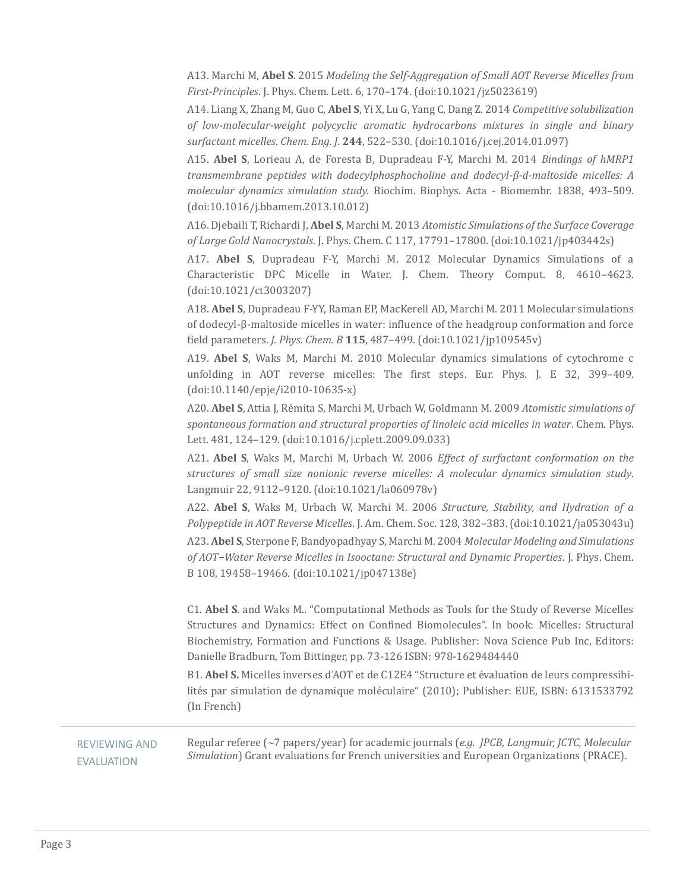A13. Marchi M, **Abel S**. 2015 *Modeling the Self-Aggregation of Small AOT Reverse Micelles from First-Principles*. J. Phys. Chem. Lett. 6, 170–174. (doi:10.1021/jz5023619)

A14. Liang X, Zhang M, Guo C, **Abel S**, Yi X, Lu G, Yang C, Dang Z. 2014 *Competitive solubilization of low-molecular-weight polycyclic aromatic hydrocarbons mixtures in single and binary surfactant micelles*. *Chem. Eng. J.* **244**, 522–530. (doi:10.1016/j.cej.2014.01.097)

A15. **Abel S**, Lorieau A, de Foresta B, Dupradeau F-Y, Marchi M. 2014 *Bindings of hMRP1 transmembrane peptides with dodecylphosphocholine and dodecyl-β-d-maltoside micelles: A molecular dynamics simulation study.* Biochim. Biophys. Acta - Biomembr. 1838, 493–509. (doi:10.1016/j.bbamem.2013.10.012)

A16. Djebaili T, Richardi J, **Abel S**, Marchi M. 2013 *Atomistic Simulations of the Surface Coverage of Large Gold Nanocrystals*. J. Phys. Chem. C 117, 17791–17800. (doi:10.1021/jp403442s)

A17. **Abel S**, Dupradeau F-Y, Marchi M. 2012 Molecular Dynamics Simulations of a Characteristic DPC Micelle in Water. J. Chem. Theory Comput. 8, 4610–4623. (doi:10.1021/ct3003207)

A18. **Abel S**, Dupradeau F-YY, Raman EP, MacKerell AD, Marchi M. 2011 Molecular simulations of dodecyl-β-maltoside micelles in water: influence of the headgroup conformation and force field parameters. *J. Phys. Chem. B* **115**, 487–499. (doi:10.1021/jp109545v)

A19. **Abel S**, Waks M, Marchi M. 2010 Molecular dynamics simulations of cytochrome c unfolding in AOT reverse micelles: The first steps. Eur. Phys. J. E 32, 399–409. (doi:10.1140/epje/i2010-10635-x)

A20. **Abel S**, Attia J, Rémita S, Marchi M, Urbach W, Goldmann M. 2009 *Atomistic simulations of spontaneous formation and structural properties of linoleic acid micelles in water*. Chem. Phys. Lett. 481, 124–129. (doi:10.1016/j.cplett.2009.09.033)

A21. **Abel S**, Waks M, Marchi M, Urbach W. 2006 *Effect of surfactant conformation on the structures of small size nonionic reverse micelles: A molecular dynamics simulation study*. Langmuir 22, 9112–9120. (doi:10.1021/la060978v)

A22. **Abel S**, Waks M, Urbach W, Marchi M. 2006 *Structure, Stability, and Hydration of a Polypeptide in AOT Reverse Micelles*. J. Am. Chem. Soc. 128, 382–383. (doi:10.1021/ja053043u)

A23. **Abel S**, Sterpone F, Bandyopadhyay S, Marchi M. 2004 *Molecular Modeling and Simulations of AOT–Water Reverse Micelles in Isooctane: Structural and Dynamic Properties*. J. Phys. Chem. B 108, 19458–19466. (doi:10.1021/jp047138e)

C1. **Abel S**. and Waks M.. "Computational Methods as Tools for the Study of Reverse Micelles Structures and Dynamics: Effect on Confined Biomolecules". In book: Micelles: Structural Biochemistry, Formation and Functions & Usage. Publisher: Nova Science Pub Inc, Editors: Danielle Bradburn, Tom Bittinger, pp. 73-126 ISBN: 978-1629484440

B1. **Abel S.** Micelles inverses d'AOT et de C12E4 "Structure et évaluation de leurs compressibilités par simulation de dynamique moléculaire" (2010); Publisher: EUE, ISBN: 6131533792 (In French)

## REVIEWING AND EVALUATION

Regular referee (~7 papers/year) for academic journals (*e.g. JPCB, Langmuir, JCTC, Molecular Simulation*) Grant evaluations for French universities and European Organizations (PRACE).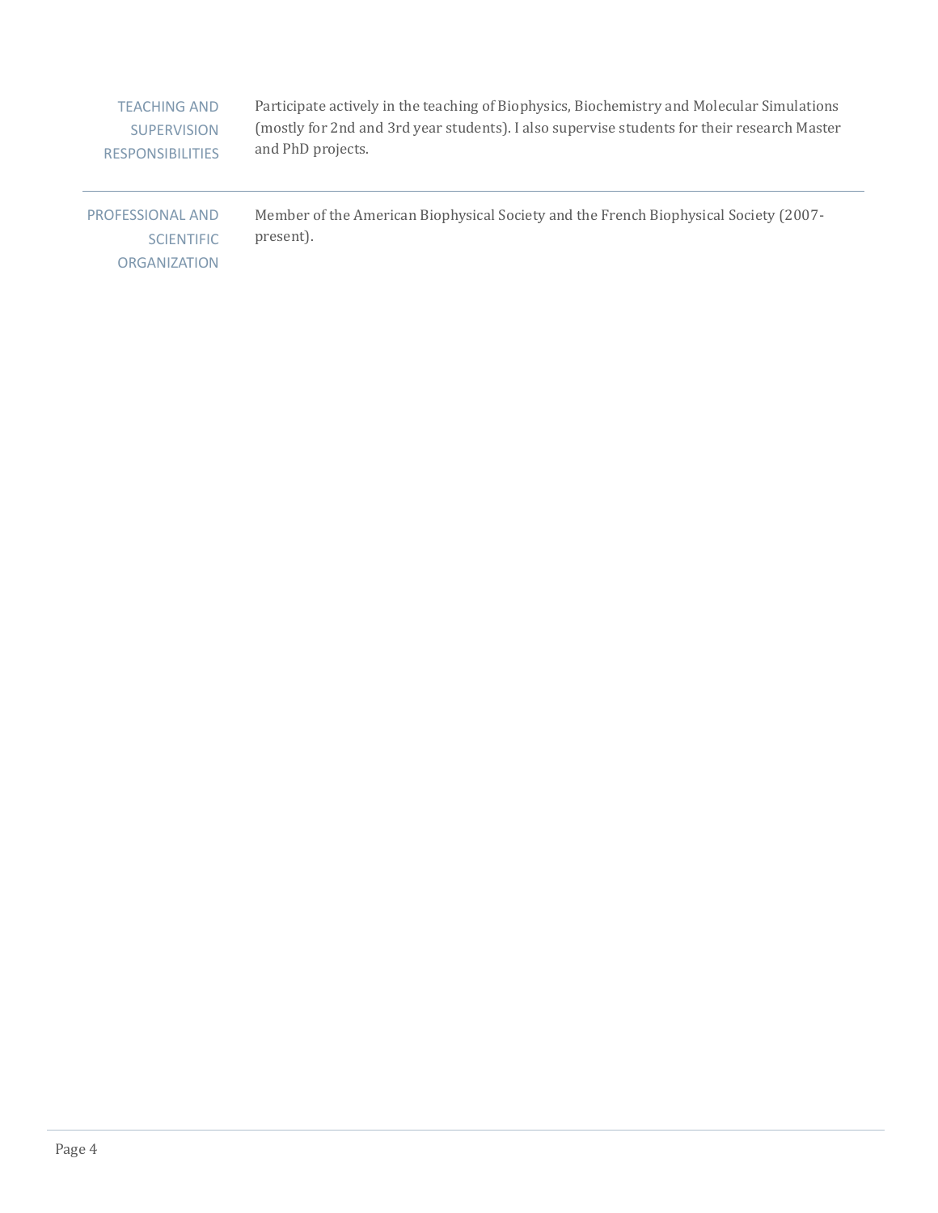## TEACHING AND SUPERVISION RESPONSIBILITIES

Participate actively in the teaching of Biophysics, Biochemistry and Molecular Simulations (mostly for 2nd and 3rd year students). I also supervise students for their research Master and PhD projects.

---

## PROFESSIONAL AND SCIENTIFIC ORGANIZATION

Member of the American Biophysical Society and the French Biophysical Society (2007-present).